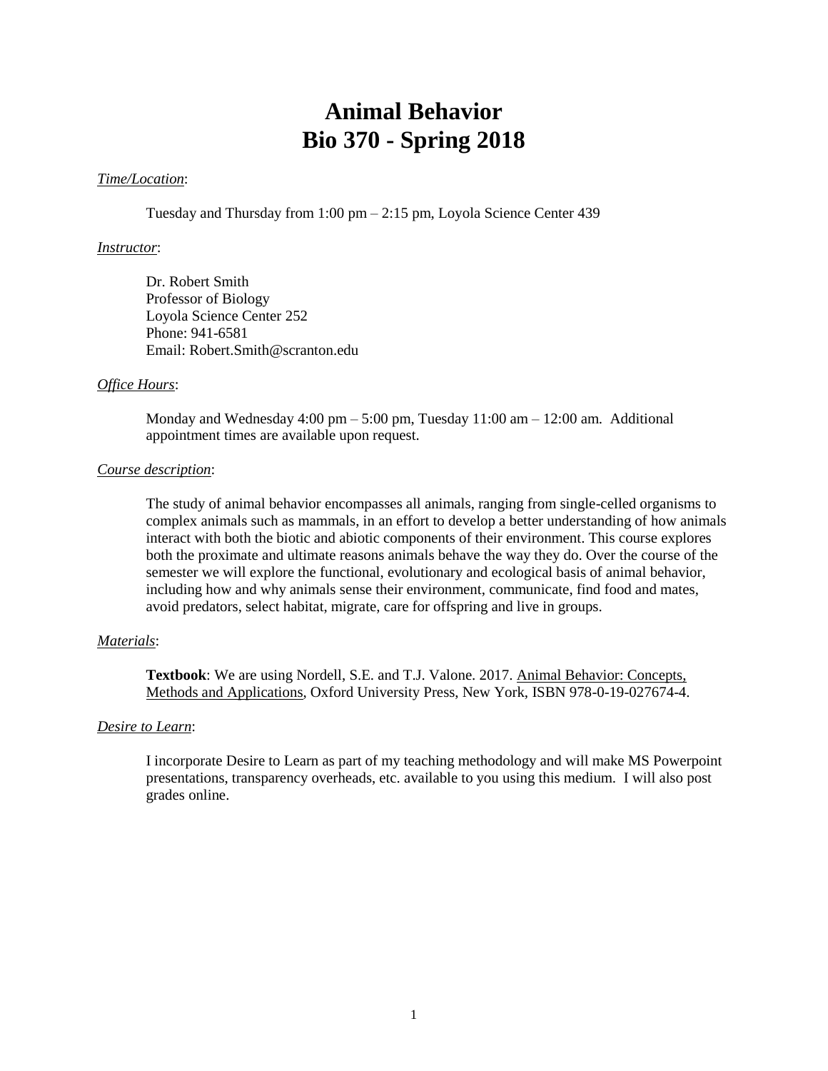# Animal Behavior
# Bio 370 - Spring 2018

*Time/Location*:

Tuesday and Thursday from 1:00 pm – 2:15 pm, Loyola Science Center 439

*Instructor*:

Dr. Robert Smith
Professor of Biology
Loyola Science Center 252
Phone: 941-6581
Email: Robert.Smith@scranton.edu

*Office Hours*:

Monday and Wednesday 4:00 pm – 5:00 pm, Tuesday 11:00 am – 12:00 am. Additional appointment times are available upon request.

*Course description*:

The study of animal behavior encompasses all animals, ranging from single-celled organisms to complex animals such as mammals, in an effort to develop a better understanding of how animals interact with both the biotic and abiotic components of their environment. This course explores both the proximate and ultimate reasons animals behave the way they do. Over the course of the semester we will explore the functional, evolutionary and ecological basis of animal behavior, including how and why animals sense their environment, communicate, find food and mates, avoid predators, select habitat, migrate, care for offspring and live in groups.

*Materials*:

**Textbook**: We are using Nordell, S.E. and T.J. Valone. 2017. Animal Behavior: Concepts, Methods and Applications, Oxford University Press, New York, ISBN 978-0-19-027674-4.

*Desire to Learn*:

I incorporate Desire to Learn as part of my teaching methodology and will make MS Powerpoint presentations, transparency overheads, etc. available to you using this medium. I will also post grades online.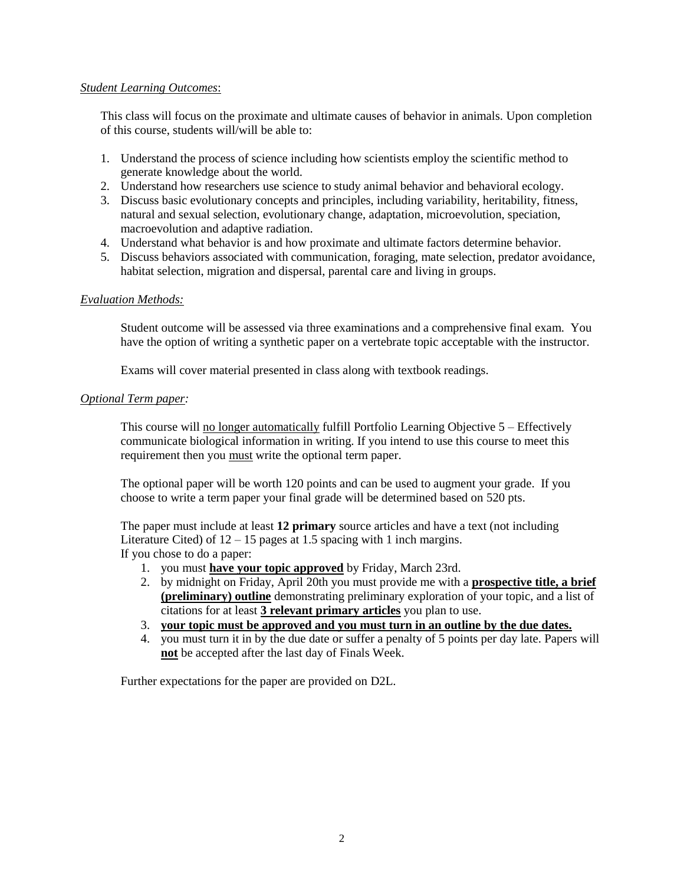*Student Learning Outcomes*:

This class will focus on the proximate and ultimate causes of behavior in animals. Upon completion of this course, students will/will be able to:

1. Understand the process of science including how scientists employ the scientific method to generate knowledge about the world.
2. Understand how researchers use science to study animal behavior and behavioral ecology.
3. Discuss basic evolutionary concepts and principles, including variability, heritability, fitness, natural and sexual selection, evolutionary change, adaptation, microevolution, speciation, macroevolution and adaptive radiation.
4. Understand what behavior is and how proximate and ultimate factors determine behavior.
5. Discuss behaviors associated with communication, foraging, mate selection, predator avoidance, habitat selection, migration and dispersal, parental care and living in groups.

*Evaluation Methods:*

Student outcome will be assessed via three examinations and a comprehensive final exam. You have the option of writing a synthetic paper on a vertebrate topic acceptable with the instructor.

Exams will cover material presented in class along with textbook readings.

*Optional Term paper:*

This course will <u>no longer automatically</u> fulfill Portfolio Learning Objective 5 – Effectively communicate biological information in writing. If you intend to use this course to meet this requirement then you <u>must</u> write the optional term paper.

The optional paper will be worth 120 points and can be used to augment your grade. If you choose to write a term paper your final grade will be determined based on 520 pts.

The paper must include at least **12 primary** source articles and have a text (not including Literature Cited) of 12 – 15 pages at 1.5 spacing with 1 inch margins.
If you chose to do a paper:

1. you must **<u>have your topic approved</u>** by Friday, March 23rd.
2. by midnight on Friday, April 20th you must provide me with a **<u>prospective title, a brief (preliminary) outline</u>** demonstrating preliminary exploration of your topic, and a list of citations for at least **<u>3 relevant primary articles</u>** you plan to use.
3. **<u>your topic must be approved and you must turn in an outline by the due dates.</u>**
4. you must turn it in by the due date or suffer a penalty of 5 points per day late. Papers will **<u>not</u>** be accepted after the last day of Finals Week.

Further expectations for the paper are provided on D2L.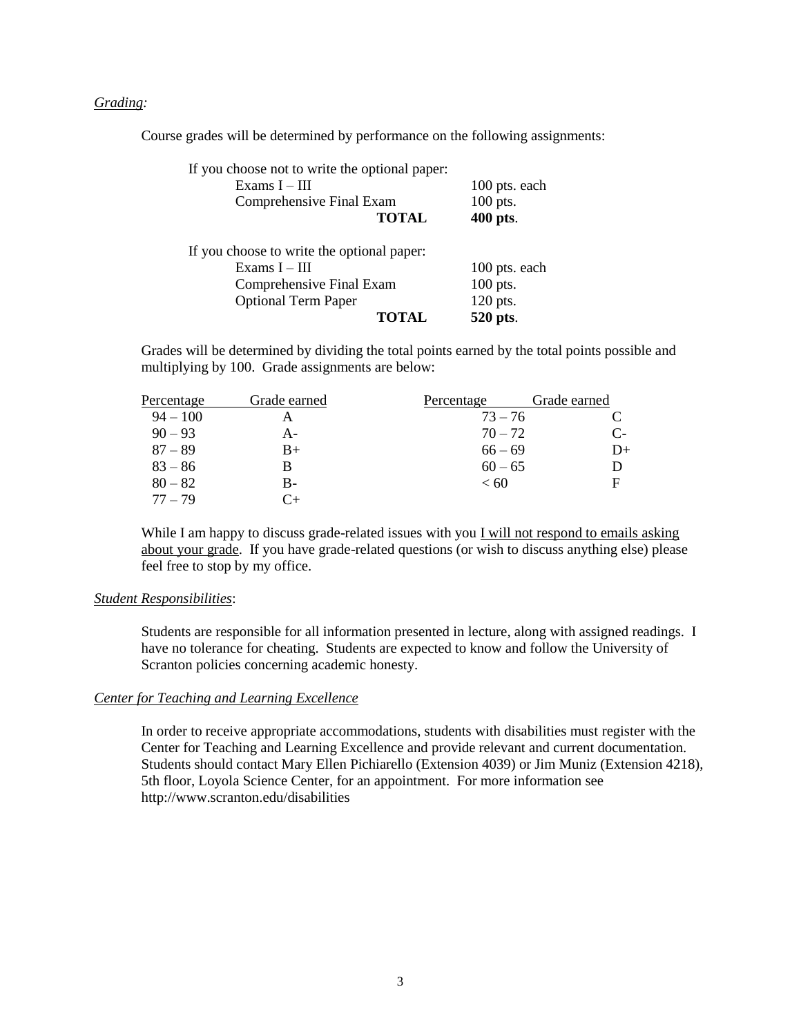*Grading:*

Course grades will be determined by performance on the following assignments:

If you choose not to write the optional paper:

| | |
|---|---|
| Exams I – III | 100 pts. each |
| Comprehensive Final Exam | 100 pts. |
| **TOTAL** | **400 pts**. |

If you choose to write the optional paper:

| | |
|---|---|
| Exams I – III | 100 pts. each |
| Comprehensive Final Exam | 100 pts. |
| Optional Term Paper | 120 pts. |
| **TOTAL** | **520 pts**. |

Grades will be determined by dividing the total points earned by the total points possible and multiplying by 100. Grade assignments are below:

| Percentage | Grade earned | Percentage | Grade earned |
|---|---|---|---|
| 94 – 100 | A | 73 – 76 | C |
| 90 – 93 | A- | 70 – 72 | C- |
| 87 – 89 | B+ | 66 – 69 | D+ |
| 83 – 86 | B | 60 – 65 | D |
| 80 – 82 | B- | < 60 | F |
| 77 – 79 | C+ | | |

While I am happy to discuss grade-related issues with you <u>I will not respond to emails asking about your grade</u>. If you have grade-related questions (or wish to discuss anything else) please feel free to stop by my office.

*Student Responsibilities*:

Students are responsible for all information presented in lecture, along with assigned readings. I have no tolerance for cheating. Students are expected to know and follow the University of Scranton policies concerning academic honesty.

*Center for Teaching and Learning Excellence*

In order to receive appropriate accommodations, students with disabilities must register with the Center for Teaching and Learning Excellence and provide relevant and current documentation. Students should contact Mary Ellen Pichiarello (Extension 4039) or Jim Muniz (Extension 4218), 5th floor, Loyola Science Center, for an appointment. For more information see http://www.scranton.edu/disabilities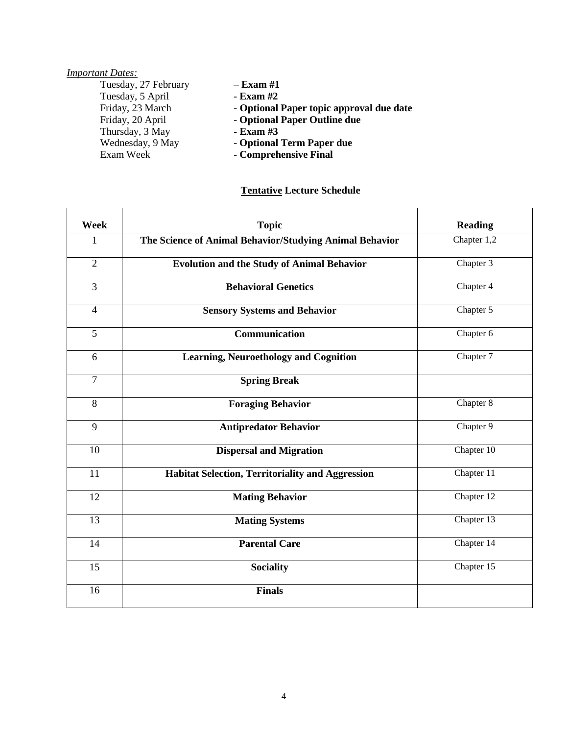*Important Dates:*

Tuesday, 27 February – **Exam #1**
Tuesday, 5 April - **Exam #2**
Friday, 23 March **- Optional Paper topic approval due date**
Friday, 20 April - **Optional Paper Outline due**
Thursday, 3 May **- Exam #3**
Wednesday, 9 May - **Optional Term Paper due**
Exam Week - **Comprehensive Final**

## **Tentative** Lecture Schedule

| Week | Topic | Reading |
|---|---|---|
| 1 | **The Science of Animal Behavior/Studying Animal Behavior** | Chapter 1,2 |
| 2 | **Evolution and the Study of Animal Behavior** | Chapter 3 |
| 3 | **Behavioral Genetics** | Chapter 4 |
| 4 | **Sensory Systems and Behavior** | Chapter 5 |
| 5 | **Communication** | Chapter 6 |
| 6 | **Learning, Neuroethology and Cognition** | Chapter 7 |
| 7 | **Spring Break** | |
| 8 | **Foraging Behavior** | Chapter 8 |
| 9 | **Antipredator Behavior** | Chapter 9 |
| 10 | **Dispersal and Migration** | Chapter 10 |
| 11 | **Habitat Selection, Territoriality and Aggression** | Chapter 11 |
| 12 | **Mating Behavior** | Chapter 12 |
| 13 | **Mating Systems** | Chapter 13 |
| 14 | **Parental Care** | Chapter 14 |
| 15 | **Sociality** | Chapter 15 |
| 16 | **Finals** | |